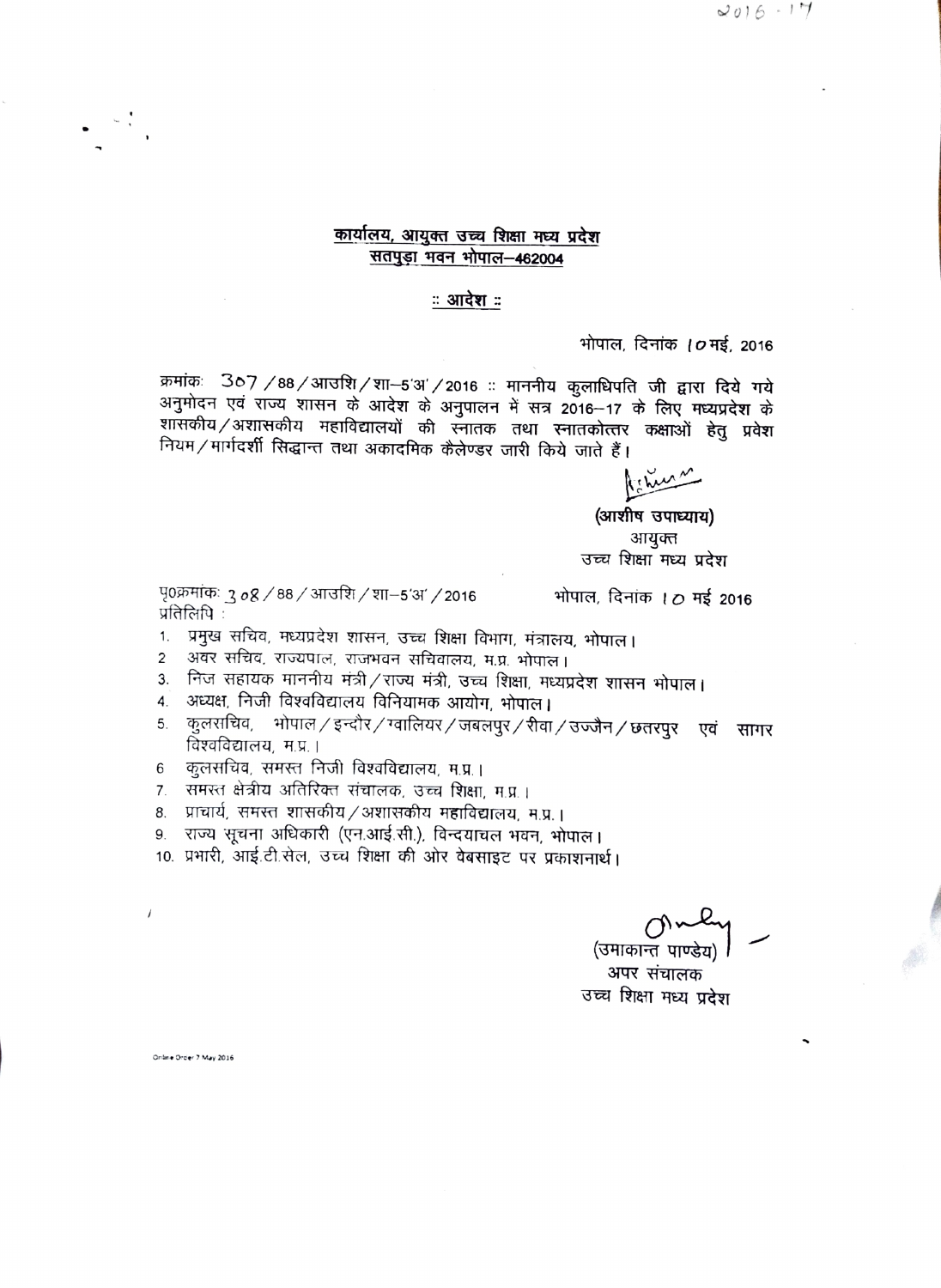2016-17

<u>**कार्यालय, आयुक्त उच्च शिक्षा मध्य प्रदेश**</u>
<u>**सतपुड़ा भवन भोपाल–462004**</u>

<u>**:: आदेश ::**</u>

भोपाल, दिनांक 10 मई, 2016

क्रमांकः 307 / 88 / आउशि / शा–5'अ' / 2016 :: माननीय कुलाधिपति जी द्वारा दिये गये अनुमोदन एवं राज्य शासन के आदेश के अनुपालन में सत्र 2016–17 के लिए मध्यप्रदेश के शासकीय / अशासकीय महाविद्यालयों की स्नातक तथा स्नातकोत्तर कक्षाओं हेतु प्रवेश नियम / मार्गदर्शी सिद्धान्त तथा अकादमिक कैलेण्डर जारी किये जाते हैं।

**(आशीष उपाध्याय)**
आयुक्त
उच्च शिक्षा मध्य प्रदेश

पृ0क्रमांकः 308 / 88 / आउशि / शा–5'अ' / 2016 भोपाल, दिनांक 10 मई 2016

प्रतिलिपि :

1. प्रमुख सचिव, मध्यप्रदेश शासन, उच्च शिक्षा विभाग, मंत्रालय, भोपाल।
2. अवर सचिव, राज्यपाल, राजभवन सचिवालय, म.प्र. भोपाल।
3. निज सहायक माननीय मंत्री / राज्य मंत्री, उच्च शिक्षा, मध्यप्रदेश शासन भोपाल।
4. अध्यक्ष, निजी विश्वविद्यालय विनियामक आयोग, भोपाल।
5. कुलसचिव, भोपाल / इन्दौर / ग्वालियर / जबलपुर / रीवा / उज्जैन / छतरपुर एवं सागर विश्वविद्यालय, म.प्र.।
6. कुलसचिव, समस्त निजी विश्वविद्यालय, म.प्र.।
7. समस्त क्षेत्रीय अतिरिक्त संचालक, उच्च शिक्षा, म.प्र.।
8. प्राचार्य, समस्त शासकीय / अशासकीय महाविद्यालय, म.प्र.।
9. राज्य सूचना अधिकारी (एन.आई.सी.), विन्दयाचल भवन, भोपाल।
10. प्रभारी, आई.टी.सेल, उच्च शिक्षा की ओर वेबसाइट पर प्रकाशनार्थ।

(उमाकान्त पाण्डेय)
अपर संचालक
उच्च शिक्षा मध्य प्रदेश

Online Order 7 May 2016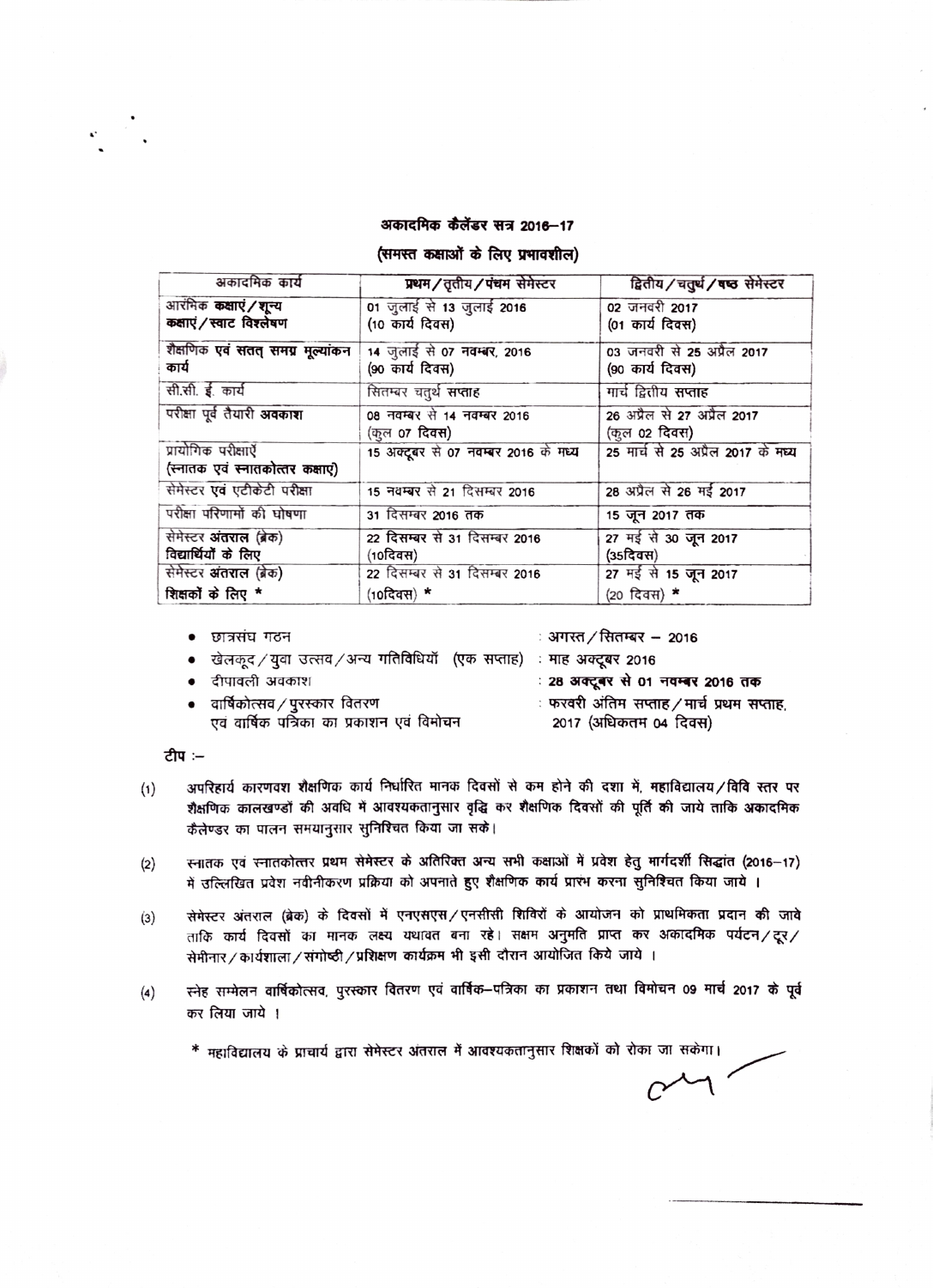## अकादमिक कैलेंडर सत्र 2016–17

**(समस्त कक्षाओं के लिए प्रभावशील)**

| अकादमिक कार्य | प्रथम / तृतीय / पंचम सेमेस्टर | द्वितीय / चतुर्थ / षष्ठ सेमेस्टर |
|---|---|---|
| आरंभिक कक्षाएं / शून्य कक्षाएं / स्वाट विश्लेषण | 01 जुलाई से 13 जुलाई 2016 (10 कार्य दिवस) | 02 जनवरी 2017 (01 कार्य दिवस) |
| शैक्षणिक एवं सतत् समग्र मूल्यांकन कार्य | 14 जुलाई से 07 नवम्बर, 2016 (90 कार्य दिवस) | 03 जनवरी से 25 अप्रैल 2017 (90 कार्य दिवस) |
| सी.सी. ई. कार्य | सितम्बर चतुर्थ सप्ताह | मार्च द्वितीय सप्ताह |
| परीक्षा पूर्व तैयारी अवकाश | 08 नवम्बर से 14 नवम्बर 2016 (कुल 07 दिवस) | 26 अप्रैल से 27 अप्रैल 2017 (कुल 02 दिवस) |
| प्रायोगिक परीक्षाऐं (स्नातक एवं स्नातकोत्तर कक्षाए) | 15 अक्टूबर से 07 नवम्बर 2016 के मध्य | 25 मार्च से 25 अप्रैल 2017 के मध्य |
| सेमेस्टर एवं एटीकेटी परीक्षा | 15 नवम्बर से 21 दिसम्बर 2016 | 28 अप्रैल से 26 मई 2017 |
| परीक्षा परिणामों की घोषणा | 31 दिसम्बर 2016 तक | 15 जून 2017 तक |
| सेमेस्टर अंतराल (ब्रेक) विद्यार्थियों के लिए | 22 दिसम्बर से 31 दिसम्बर 2016 (10दिवस) | 27 मई से 30 जून 2017 (35दिवस) |
| सेमेस्टर अंतराल (ब्रेक) शिक्षकों के लिए * | 22 दिसम्बर से 31 दिसम्बर 2016 (10दिवस) * | 27 मई से 15 जून 2017 (20 दिवस) * |

- छात्रसंघ गठन : अगस्त / सितम्बर – 2016
- खेलकूद / युवा उत्सव / अन्य गतिविधियॉं (एक सप्ताह) : माह अक्टूबर 2016
- दीपावली अवकाश : **28 अक्टूबर से 01 नवम्बर 2016 तक**
- वार्षिकोत्सव / पुरस्कार वितरण एवं वार्षिक पत्रिका का प्रकाशन एवं विमोचन : फरवरी अंतिम सप्ताह / मार्च प्रथम सप्ताह, 2017 (अधिकतम 04 दिवस)

**टीप :–**

(1) अपरिहार्य कारणवश शैक्षणिक कार्य निर्धारित मानक दिवसों से कम होने की दशा में, महाविद्यालय / विवि स्तर पर शैक्षणिक कालखण्डों की अवधि में आवश्यकतानुसार वृद्धि कर शैक्षणिक दिवसों की पूर्ति की जाये ताकि अकादमिक कैलेण्डर का पालन समयानुसार सुनिश्चित किया जा सके।

(2) स्नातक एवं स्नातकोत्तर प्रथम सेमेस्टर के अतिरिक्त अन्य सभी कक्षाओं में प्रवेश हेतु मार्गदर्शी सिद्धांत (2016–17) में उल्लिखित प्रवेश नवीनीकरण प्रक्रिया को अपनाते हुए शैक्षणिक कार्य प्रारंभ करना सुनिश्चित किया जाये ।

(3) सेमेस्टर अंतराल (ब्रेक) के दिवसों में एनएसएस / एनसीसी शिविरों के आयोजन को प्राथमिकता प्रदान की जावे ताकि कार्य दिवसों का मानक लक्ष्य यथावत बना रहे। सक्षम अनुमति प्राप्त कर अकादमिक पर्यटन / टूर / सेमीनार / कार्यशाला / संगोष्ठी / प्रशिक्षण कार्यक्रम भी इसी दौरान आयोजित किये जाये ।

(4) स्नेह सम्मेलन वार्षिकोत्सव, पुरस्कार वितरण एवं वार्षिक–पत्रिका का प्रकाशन तथा विमोचन 09 मार्च 2017 के पूर्व कर लिया जाये ।

\* महाविद्यालय के प्राचार्य द्वारा सेमेस्टर अंतराल में आवश्यकतानुसार शिक्षकों को रोका जा सकेगा।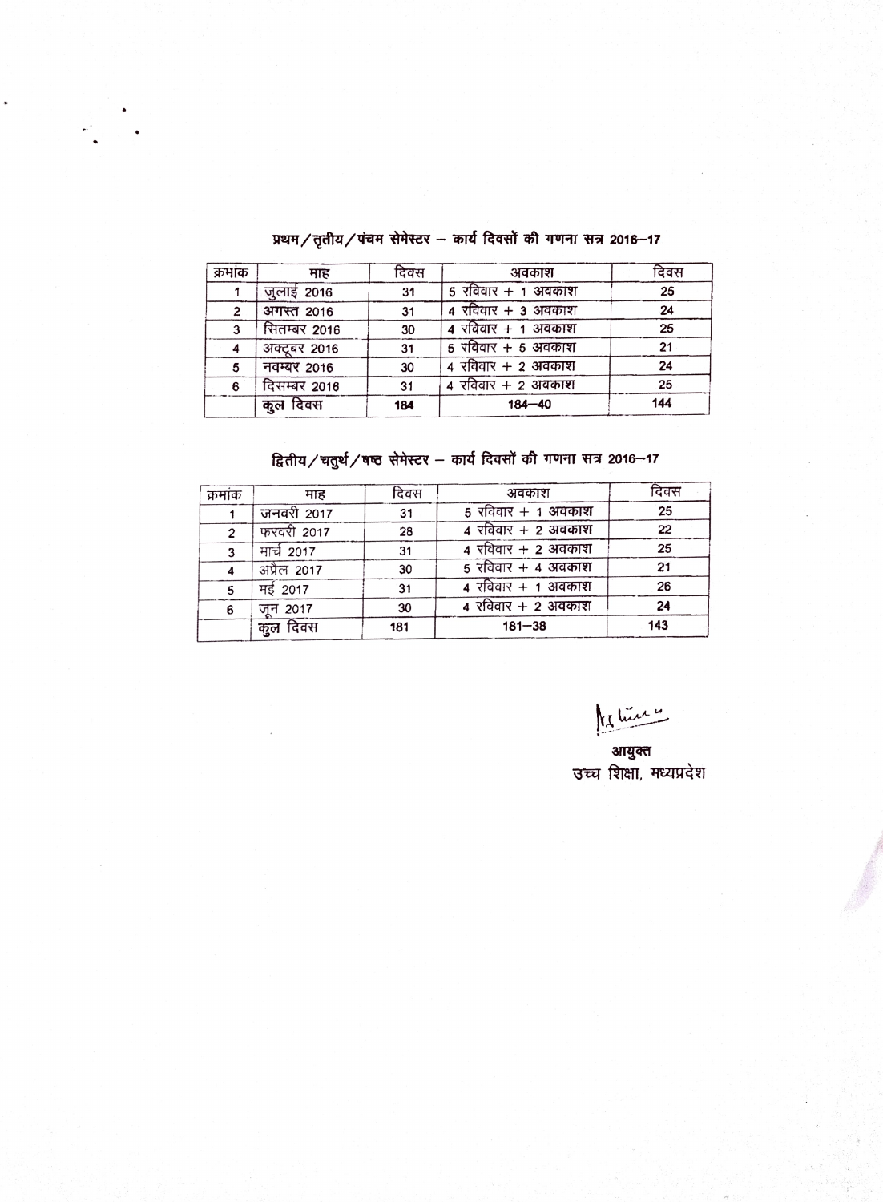### प्रथम/तृतीय/पंचम सेमेस्टर – कार्य दिवसों की गणना सत्र 2016–17

| क्रमांक | माह | दिवस | अवकाश | दिवस |
|---|---|---|---|---|
| 1 | जुलाई 2016 | 31 | 5 रविवार + 1 अवकाश | 25 |
| 2 | अगस्त 2016 | 31 | 4 रविवार + 3 अवकाश | 24 |
| 3 | सितम्बर 2016 | 30 | 4 रविवार + 1 अवकाश | 25 |
| 4 | अक्टूबर 2016 | 31 | 5 रविवार + 5 अवकाश | 21 |
| 5 | नवम्बर 2016 | 30 | 4 रविवार + 2 अवकाश | 24 |
| 6 | दिसम्बर 2016 | 31 | 4 रविवार + 2 अवकाश | 25 |
| | कुल दिवस | 184 | 184–40 | 144 |

### द्वितीय/चतुर्थ/षष्ठ सेमेस्टर – कार्य दिवसों की गणना सत्र 2016–17

| क्रमांक | माह | दिवस | अवकाश | दिवस |
|---|---|---|---|---|
| 1 | जनवरी 2017 | 31 | 5 रविवार + 1 अवकाश | 25 |
| 2 | फरवरी 2017 | 28 | 4 रविवार + 2 अवकाश | 22 |
| 3 | मार्च 2017 | 31 | 4 रविवार + 2 अवकाश | 25 |
| 4 | अप्रैल 2017 | 30 | 5 रविवार + 4 अवकाश | 21 |
| 5 | मई 2017 | 31 | 4 रविवार + 1 अवकाश | 26 |
| 6 | जून 2017 | 30 | 4 रविवार + 2 अवकाश | 24 |
| | कुल दिवस | 181 | 181–38 | 143 |

आयुक्त
उच्च शिक्षा, मध्यप्रदेश